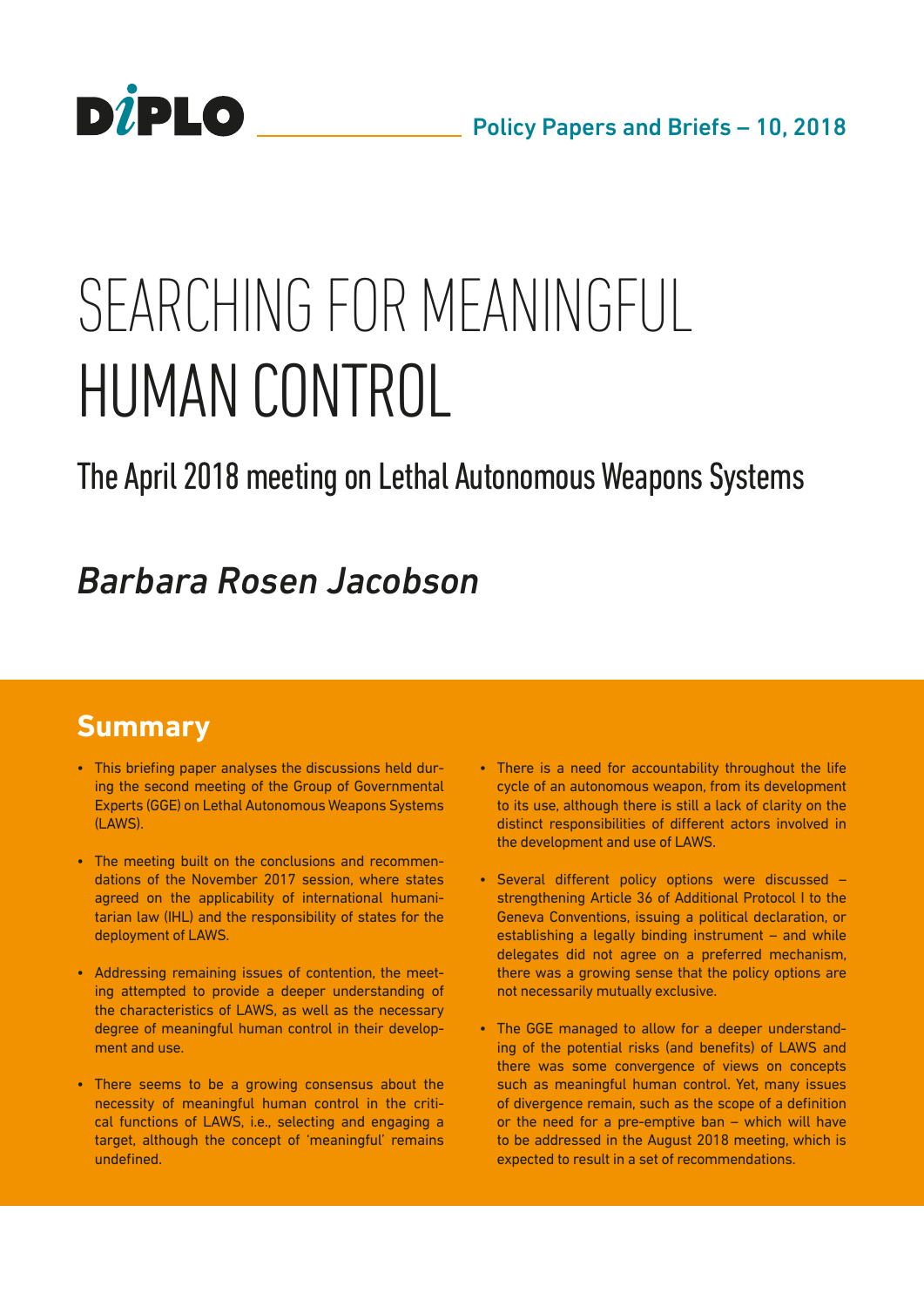DIPLO

Policy Papers and Briefs – 10, 2018

# SEARCHING FOR MEANINGFUL HUMAN CONTROL

## The April 2018 meeting on Lethal Autonomous Weapons Systems

*Barbara Rosen Jacobson*

## Summary

- This briefing paper analyses the discussions held during the second meeting of the Group of Governmental Experts (GGE) on Lethal Autonomous Weapons Systems (LAWS).
- The meeting built on the conclusions and recommendations of the November 2017 session, where states agreed on the applicability of international humanitarian law (IHL) and the responsibility of states for the deployment of LAWS.
- Addressing remaining issues of contention, the meeting attempted to provide a deeper understanding of the characteristics of LAWS, as well as the necessary degree of meaningful human control in their development and use.
- There seems to be a growing consensus about the necessity of meaningful human control in the critical functions of LAWS, i.e., selecting and engaging a target, although the concept of 'meaningful' remains undefined.
- There is a need for accountability throughout the life cycle of an autonomous weapon, from its development to its use, although there is still a lack of clarity on the distinct responsibilities of different actors involved in the development and use of LAWS.
- Several different policy options were discussed – strengthening Article 36 of Additional Protocol I to the Geneva Conventions, issuing a political declaration, or establishing a legally binding instrument – and while delegates did not agree on a preferred mechanism, there was a growing sense that the policy options are not necessarily mutually exclusive.
- The GGE managed to allow for a deeper understanding of the potential risks (and benefits) of LAWS and there was some convergence of views on concepts such as meaningful human control. Yet, many issues of divergence remain, such as the scope of a definition or the need for a pre-emptive ban – which will have to be addressed in the August 2018 meeting, which is expected to result in a set of recommendations.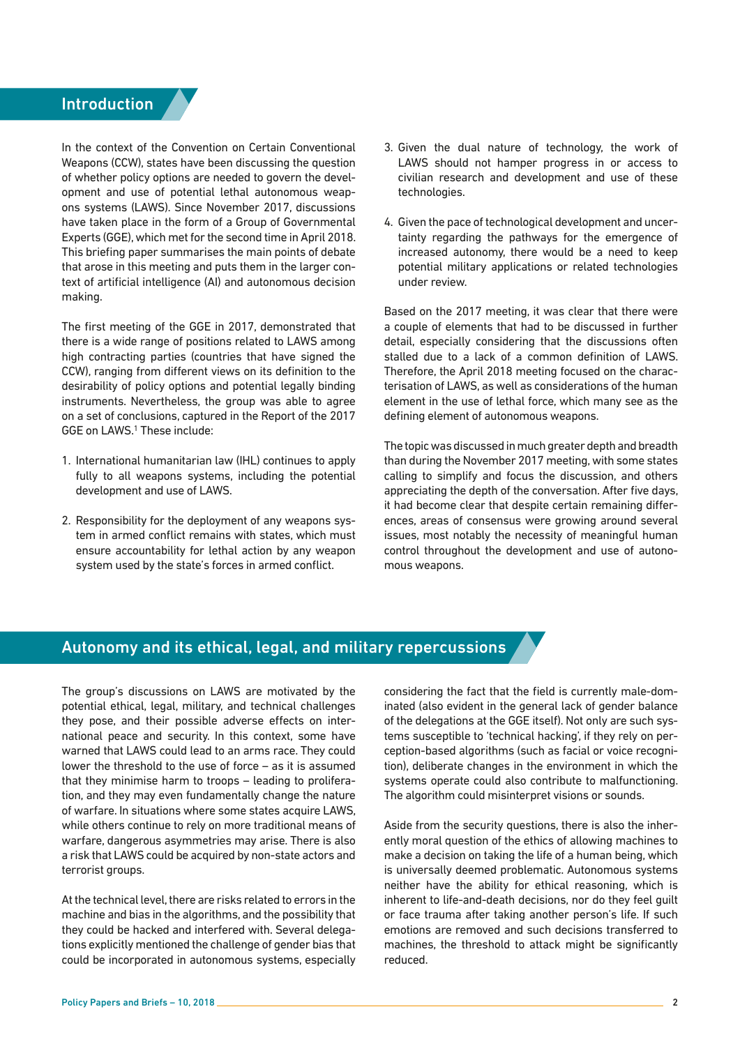## Introduction

In the context of the Convention on Certain Conventional Weapons (CCW), states have been discussing the question of whether policy options are needed to govern the development and use of potential lethal autonomous weapons systems (LAWS). Since November 2017, discussions have taken place in the form of a Group of Governmental Experts (GGE), which met for the second time in April 2018. This briefing paper summarises the main points of debate that arose in this meeting and puts them in the larger context of artificial intelligence (AI) and autonomous decision making.

The first meeting of the GGE in 2017, demonstrated that there is a wide range of positions related to LAWS among high contracting parties (countries that have signed the CCW), ranging from different views on its definition to the desirability of policy options and potential legally binding instruments. Nevertheless, the group was able to agree on a set of conclusions, captured in the Report of the 2017 GGE on LAWS.[1] These include:

1. International humanitarian law (IHL) continues to apply fully to all weapons systems, including the potential development and use of LAWS.

2. Responsibility for the deployment of any weapons system in armed conflict remains with states, which must ensure accountability for lethal action by any weapon system used by the state's forces in armed conflict.

3. Given the dual nature of technology, the work of LAWS should not hamper progress in or access to civilian research and development and use of these technologies.

4. Given the pace of technological development and uncertainty regarding the pathways for the emergence of increased autonomy, there would be a need to keep potential military applications or related technologies under review.

Based on the 2017 meeting, it was clear that there were a couple of elements that had to be discussed in further detail, especially considering that the discussions often stalled due to a lack of a common definition of LAWS. Therefore, the April 2018 meeting focused on the characterisation of LAWS, as well as considerations of the human element in the use of lethal force, which many see as the defining element of autonomous weapons.

The topic was discussed in much greater depth and breadth than during the November 2017 meeting, with some states calling to simplify and focus the discussion, and others appreciating the depth of the conversation. After five days, it had become clear that despite certain remaining differences, areas of consensus were growing around several issues, most notably the necessity of meaningful human control throughout the development and use of autonomous weapons.

## Autonomy and its ethical, legal, and military repercussions

The group's discussions on LAWS are motivated by the potential ethical, legal, military, and technical challenges they pose, and their possible adverse effects on international peace and security. In this context, some have warned that LAWS could lead to an arms race. They could lower the threshold to the use of force – as it is assumed that they minimise harm to troops – leading to proliferation, and they may even fundamentally change the nature of warfare. In situations where some states acquire LAWS, while others continue to rely on more traditional means of warfare, dangerous asymmetries may arise. There is also a risk that LAWS could be acquired by non-state actors and terrorist groups.

At the technical level, there are risks related to errors in the machine and bias in the algorithms, and the possibility that they could be hacked and interfered with. Several delegations explicitly mentioned the challenge of gender bias that could be incorporated in autonomous systems, especially considering the fact that the field is currently male-dominated (also evident in the general lack of gender balance of the delegations at the GGE itself). Not only are such systems susceptible to 'technical hacking', if they rely on perception-based algorithms (such as facial or voice recognition), deliberate changes in the environment in which the systems operate could also contribute to malfunctioning. The algorithm could misinterpret visions or sounds.

Aside from the security questions, there is also the inherently moral question of the ethics of allowing machines to make a decision on taking the life of a human being, which is universally deemed problematic. Autonomous systems neither have the ability for ethical reasoning, which is inherent to life-and-death decisions, nor do they feel guilt or face trauma after taking another person's life. If such emotions are removed and such decisions transferred to machines, the threshold to attack might be significantly reduced.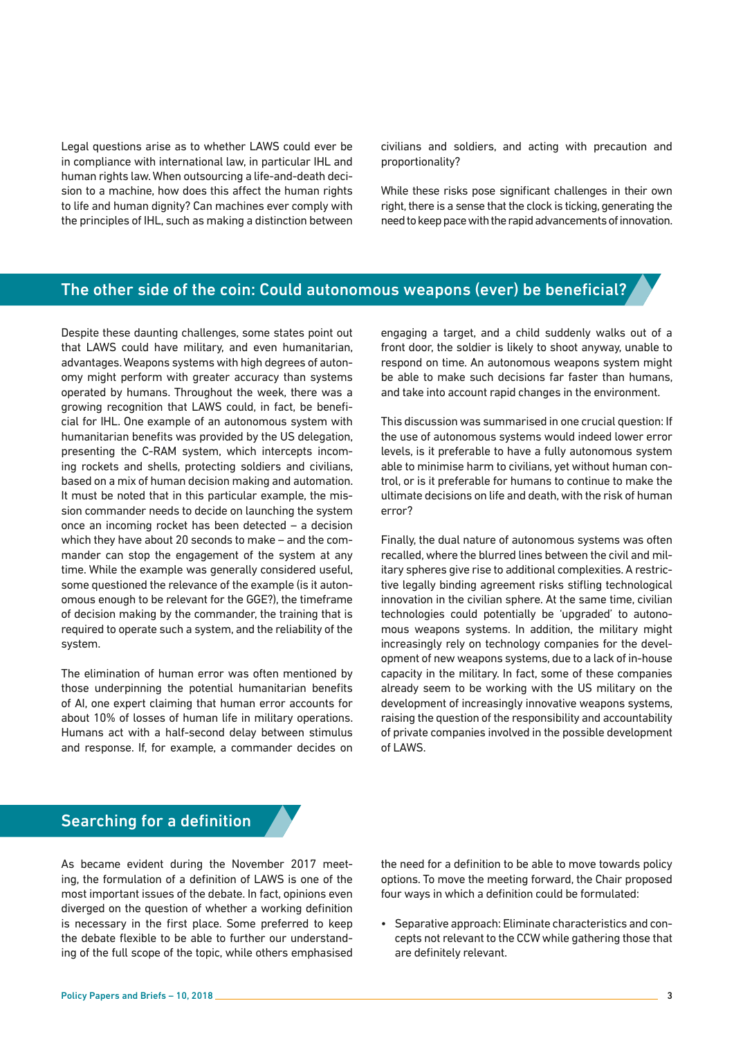Legal questions arise as to whether LAWS could ever be in compliance with international law, in particular IHL and human rights law. When outsourcing a life-and-death decision to a machine, how does this affect the human rights to life and human dignity? Can machines ever comply with the principles of IHL, such as making a distinction between civilians and soldiers, and acting with precaution and proportionality?

While these risks pose significant challenges in their own right, there is a sense that the clock is ticking, generating the need to keep pace with the rapid advancements of innovation.

## The other side of the coin: Could autonomous weapons (ever) be beneficial?

Despite these daunting challenges, some states point out that LAWS could have military, and even humanitarian, advantages. Weapons systems with high degrees of autonomy might perform with greater accuracy than systems operated by humans. Throughout the week, there was a growing recognition that LAWS could, in fact, be beneficial for IHL. One example of an autonomous system with humanitarian benefits was provided by the US delegation, presenting the C-RAM system, which intercepts incoming rockets and shells, protecting soldiers and civilians, based on a mix of human decision making and automation. It must be noted that in this particular example, the mission commander needs to decide on launching the system once an incoming rocket has been detected – a decision which they have about 20 seconds to make – and the commander can stop the engagement of the system at any time. While the example was generally considered useful, some questioned the relevance of the example (is it autonomous enough to be relevant for the GGE?), the timeframe of decision making by the commander, the training that is required to operate such a system, and the reliability of the system.

The elimination of human error was often mentioned by those underpinning the potential humanitarian benefits of AI, one expert claiming that human error accounts for about 10% of losses of human life in military operations. Humans act with a half-second delay between stimulus and response. If, for example, a commander decides on engaging a target, and a child suddenly walks out of a front door, the soldier is likely to shoot anyway, unable to respond on time. An autonomous weapons system might be able to make such decisions far faster than humans, and take into account rapid changes in the environment.

This discussion was summarised in one crucial question: If the use of autonomous systems would indeed lower error levels, is it preferable to have a fully autonomous system able to minimise harm to civilians, yet without human control, or is it preferable for humans to continue to make the ultimate decisions on life and death, with the risk of human error?

Finally, the dual nature of autonomous systems was often recalled, where the blurred lines between the civil and military spheres give rise to additional complexities. A restrictive legally binding agreement risks stifling technological innovation in the civilian sphere. At the same time, civilian technologies could potentially be 'upgraded' to autonomous weapons systems. In addition, the military might increasingly rely on technology companies for the development of new weapons systems, due to a lack of in-house capacity in the military. In fact, some of these companies already seem to be working with the US military on the development of increasingly innovative weapons systems, raising the question of the responsibility and accountability of private companies involved in the possible development of LAWS.

## Searching for a definition

As became evident during the November 2017 meeting, the formulation of a definition of LAWS is one of the most important issues of the debate. In fact, opinions even diverged on the question of whether a working definition is necessary in the first place. Some preferred to keep the debate flexible to be able to further our understanding of the full scope of the topic, while others emphasised the need for a definition to be able to move towards policy options. To move the meeting forward, the Chair proposed four ways in which a definition could be formulated:

- Separative approach: Eliminate characteristics and concepts not relevant to the CCW while gathering those that are definitely relevant.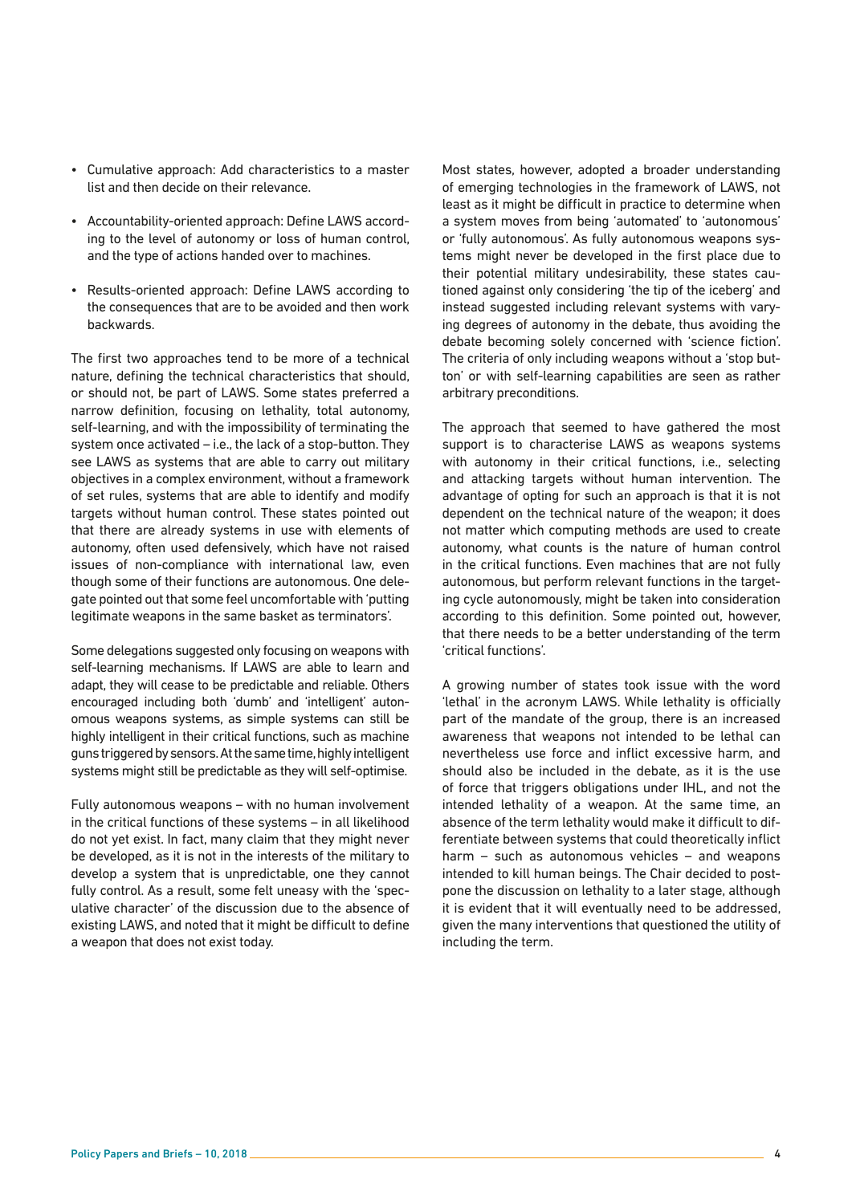- Cumulative approach: Add characteristics to a master list and then decide on their relevance.
- Accountability-oriented approach: Define LAWS according to the level of autonomy or loss of human control, and the type of actions handed over to machines.
- Results-oriented approach: Define LAWS according to the consequences that are to be avoided and then work backwards.

The first two approaches tend to be more of a technical nature, defining the technical characteristics that should, or should not, be part of LAWS. Some states preferred a narrow definition, focusing on lethality, total autonomy, self-learning, and with the impossibility of terminating the system once activated – i.e., the lack of a stop-button. They see LAWS as systems that are able to carry out military objectives in a complex environment, without a framework of set rules, systems that are able to identify and modify targets without human control. These states pointed out that there are already systems in use with elements of autonomy, often used defensively, which have not raised issues of non-compliance with international law, even though some of their functions are autonomous. One delegate pointed out that some feel uncomfortable with 'putting legitimate weapons in the same basket as terminators'.

Some delegations suggested only focusing on weapons with self-learning mechanisms. If LAWS are able to learn and adapt, they will cease to be predictable and reliable. Others encouraged including both 'dumb' and 'intelligent' autonomous weapons systems, as simple systems can still be highly intelligent in their critical functions, such as machine guns triggered by sensors. At the same time, highly intelligent systems might still be predictable as they will self-optimise.

Fully autonomous weapons – with no human involvement in the critical functions of these systems – in all likelihood do not yet exist. In fact, many claim that they might never be developed, as it is not in the interests of the military to develop a system that is unpredictable, one they cannot fully control. As a result, some felt uneasy with the 'speculative character' of the discussion due to the absence of existing LAWS, and noted that it might be difficult to define a weapon that does not exist today.

Most states, however, adopted a broader understanding of emerging technologies in the framework of LAWS, not least as it might be difficult in practice to determine when a system moves from being 'automated' to 'autonomous' or 'fully autonomous'. As fully autonomous weapons systems might never be developed in the first place due to their potential military undesirability, these states cautioned against only considering 'the tip of the iceberg' and instead suggested including relevant systems with varying degrees of autonomy in the debate, thus avoiding the debate becoming solely concerned with 'science fiction'. The criteria of only including weapons without a 'stop button' or with self-learning capabilities are seen as rather arbitrary preconditions.

The approach that seemed to have gathered the most support is to characterise LAWS as weapons systems with autonomy in their critical functions, i.e., selecting and attacking targets without human intervention. The advantage of opting for such an approach is that it is not dependent on the technical nature of the weapon; it does not matter which computing methods are used to create autonomy, what counts is the nature of human control in the critical functions. Even machines that are not fully autonomous, but perform relevant functions in the targeting cycle autonomously, might be taken into consideration according to this definition. Some pointed out, however, that there needs to be a better understanding of the term 'critical functions'.

A growing number of states took issue with the word 'lethal' in the acronym LAWS. While lethality is officially part of the mandate of the group, there is an increased awareness that weapons not intended to be lethal can nevertheless use force and inflict excessive harm, and should also be included in the debate, as it is the use of force that triggers obligations under IHL, and not the intended lethality of a weapon. At the same time, an absence of the term lethality would make it difficult to differentiate between systems that could theoretically inflict harm – such as autonomous vehicles – and weapons intended to kill human beings. The Chair decided to postpone the discussion on lethality to a later stage, although it is evident that it will eventually need to be addressed, given the many interventions that questioned the utility of including the term.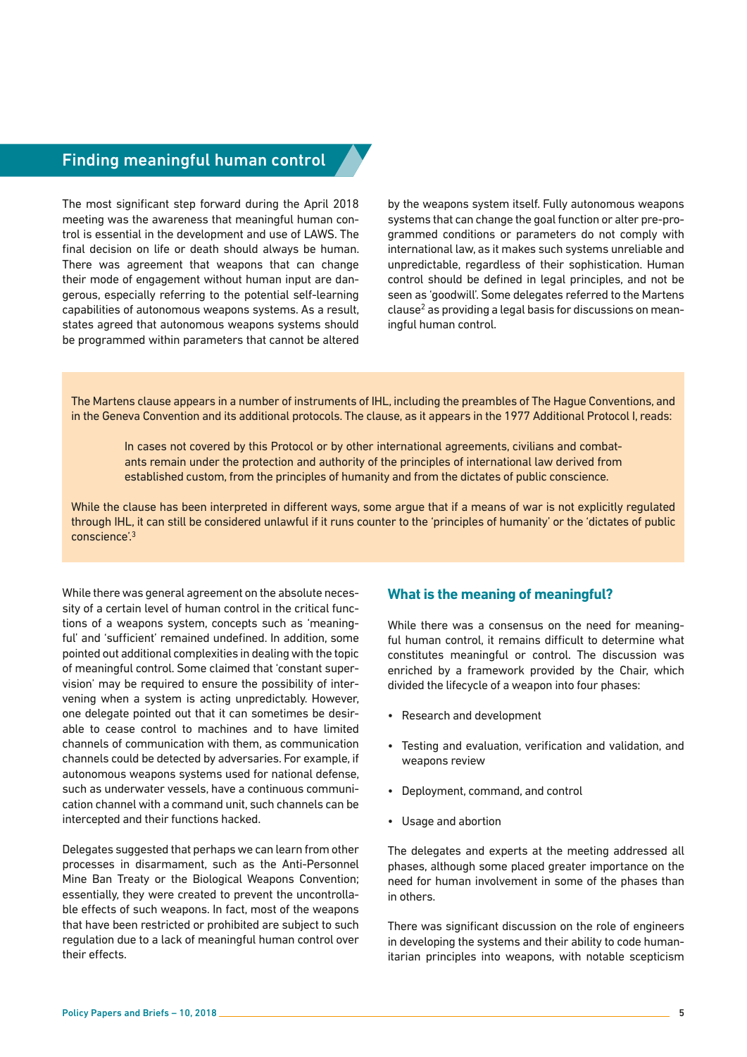## Finding meaningful human control

The most significant step forward during the April 2018 meeting was the awareness that meaningful human control is essential in the development and use of LAWS. The final decision on life or death should always be human. There was agreement that weapons that can change their mode of engagement without human input are dangerous, especially referring to the potential self-learning capabilities of autonomous weapons systems. As a result, states agreed that autonomous weapons systems should be programmed within parameters that cannot be altered by the weapons system itself. Fully autonomous weapons systems that can change the goal function or alter pre-programmed conditions or parameters do not comply with international law, as it makes such systems unreliable and unpredictable, regardless of their sophistication. Human control should be defined in legal principles, and not be seen as 'goodwill'. Some delegates referred to the Martens clause[2] as providing a legal basis for discussions on meaningful human control.

> The Martens clause appears in a number of instruments of IHL, including the preambles of The Hague Conventions, and in the Geneva Convention and its additional protocols. The clause, as it appears in the 1977 Additional Protocol I, reads:
>
> > In cases not covered by this Protocol or by other international agreements, civilians and combatants remain under the protection and authority of the principles of international law derived from established custom, from the principles of humanity and from the dictates of public conscience.
>
> While the clause has been interpreted in different ways, some argue that if a means of war is not explicitly regulated through IHL, it can still be considered unlawful if it runs counter to the 'principles of humanity' or the 'dictates of public conscience'.[3]

While there was general agreement on the absolute necessity of a certain level of human control in the critical functions of a weapons system, concepts such as 'meaningful' and 'sufficient' remained undefined. In addition, some pointed out additional complexities in dealing with the topic of meaningful control. Some claimed that 'constant supervision' may be required to ensure the possibility of intervening when a system is acting unpredictably. However, one delegate pointed out that it can sometimes be desirable to cease control to machines and to have limited channels of communication with them, as communication channels could be detected by adversaries. For example, if autonomous weapons systems used for national defense, such as underwater vessels, have a continuous communication channel with a command unit, such channels can be intercepted and their functions hacked.

Delegates suggested that perhaps we can learn from other processes in disarmament, such as the Anti-Personnel Mine Ban Treaty or the Biological Weapons Convention; essentially, they were created to prevent the uncontrollable effects of such weapons. In fact, most of the weapons that have been restricted or prohibited are subject to such regulation due to a lack of meaningful human control over their effects.

### What is the meaning of meaningful?

While there was a consensus on the need for meaningful human control, it remains difficult to determine what constitutes meaningful or control. The discussion was enriched by a framework provided by the Chair, which divided the lifecycle of a weapon into four phases:

- Research and development
- Testing and evaluation, verification and validation, and weapons review
- Deployment, command, and control
- Usage and abortion

The delegates and experts at the meeting addressed all phases, although some placed greater importance on the need for human involvement in some of the phases than in others.

There was significant discussion on the role of engineers in developing the systems and their ability to code humanitarian principles into weapons, with notable scepticism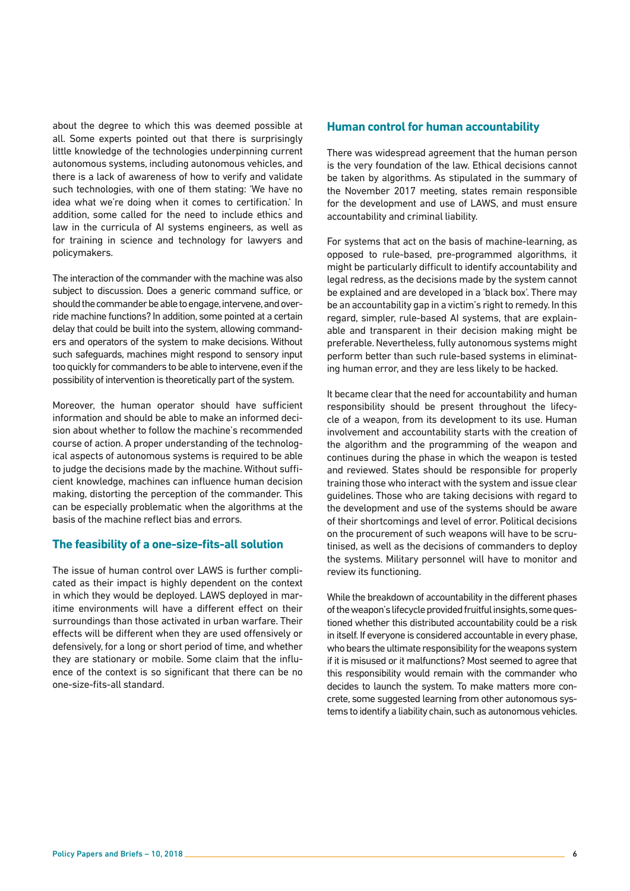about the degree to which this was deemed possible at all. Some experts pointed out that there is surprisingly little knowledge of the technologies underpinning current autonomous systems, including autonomous vehicles, and there is a lack of awareness of how to verify and validate such technologies, with one of them stating: 'We have no idea what we're doing when it comes to certification.' In addition, some called for the need to include ethics and law in the curricula of AI systems engineers, as well as for training in science and technology for lawyers and policymakers.

The interaction of the commander with the machine was also subject to discussion. Does a generic command suffice, or should the commander be able to engage, intervene, and override machine functions? In addition, some pointed at a certain delay that could be built into the system, allowing commanders and operators of the system to make decisions. Without such safeguards, machines might respond to sensory input too quickly for commanders to be able to intervene, even if the possibility of intervention is theoretically part of the system.

Moreover, the human operator should have sufficient information and should be able to make an informed decision about whether to follow the machine's recommended course of action. A proper understanding of the technological aspects of autonomous systems is required to be able to judge the decisions made by the machine. Without sufficient knowledge, machines can influence human decision making, distorting the perception of the commander. This can be especially problematic when the algorithms at the basis of the machine reflect bias and errors.

### The feasibility of a one-size-fits-all solution

The issue of human control over LAWS is further complicated as their impact is highly dependent on the context in which they would be deployed. LAWS deployed in maritime environments will have a different effect on their surroundings than those activated in urban warfare. Their effects will be different when they are used offensively or defensively, for a long or short period of time, and whether they are stationary or mobile. Some claim that the influence of the context is so significant that there can be no one-size-fits-all standard.

### Human control for human accountability

There was widespread agreement that the human person is the very foundation of the law. Ethical decisions cannot be taken by algorithms. As stipulated in the summary of the November 2017 meeting, states remain responsible for the development and use of LAWS, and must ensure accountability and criminal liability.

For systems that act on the basis of machine-learning, as opposed to rule-based, pre-programmed algorithms, it might be particularly difficult to identify accountability and legal redress, as the decisions made by the system cannot be explained and are developed in a 'black box'. There may be an accountability gap in a victim's right to remedy. In this regard, simpler, rule-based AI systems, that are explainable and transparent in their decision making might be preferable. Nevertheless, fully autonomous systems might perform better than such rule-based systems in eliminating human error, and they are less likely to be hacked.

It became clear that the need for accountability and human responsibility should be present throughout the lifecycle of a weapon, from its development to its use. Human involvement and accountability starts with the creation of the algorithm and the programming of the weapon and continues during the phase in which the weapon is tested and reviewed. States should be responsible for properly training those who interact with the system and issue clear guidelines. Those who are taking decisions with regard to the development and use of the systems should be aware of their shortcomings and level of error. Political decisions on the procurement of such weapons will have to be scrutinised, as well as the decisions of commanders to deploy the systems. Military personnel will have to monitor and review its functioning.

While the breakdown of accountability in the different phases of the weapon's lifecycle provided fruitful insights, some questioned whether this distributed accountability could be a risk in itself. If everyone is considered accountable in every phase, who bears the ultimate responsibility for the weapons system if it is misused or it malfunctions? Most seemed to agree that this responsibility would remain with the commander who decides to launch the system. To make matters more concrete, some suggested learning from other autonomous systems to identify a liability chain, such as autonomous vehicles.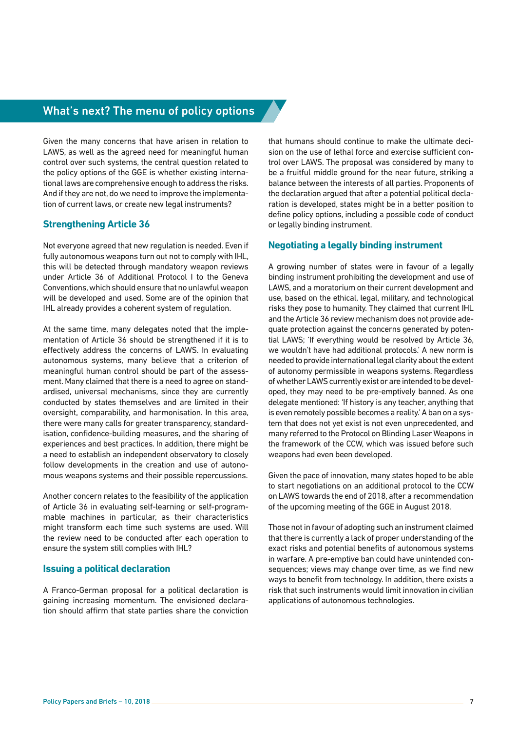## What's next? The menu of policy options

Given the many concerns that have arisen in relation to LAWS, as well as the agreed need for meaningful human control over such systems, the central question related to the policy options of the GGE is whether existing international laws are comprehensive enough to address the risks. And if they are not, do we need to improve the implementation of current laws, or create new legal instruments?

### Strengthening Article 36

Not everyone agreed that new regulation is needed. Even if fully autonomous weapons turn out not to comply with IHL, this will be detected through mandatory weapon reviews under Article 36 of Additional Protocol I to the Geneva Conventions, which should ensure that no unlawful weapon will be developed and used. Some are of the opinion that IHL already provides a coherent system of regulation.

At the same time, many delegates noted that the implementation of Article 36 should be strengthened if it is to effectively address the concerns of LAWS. In evaluating autonomous systems, many believe that a criterion of meaningful human control should be part of the assessment. Many claimed that there is a need to agree on standardised, universal mechanisms, since they are currently conducted by states themselves and are limited in their oversight, comparability, and harmonisation. In this area, there were many calls for greater transparency, standardisation, confidence-building measures, and the sharing of experiences and best practices. In addition, there might be a need to establish an independent observatory to closely follow developments in the creation and use of autonomous weapons systems and their possible repercussions.

Another concern relates to the feasibility of the application of Article 36 in evaluating self-learning or self-programmable machines in particular, as their characteristics might transform each time such systems are used. Will the review need to be conducted after each operation to ensure the system still complies with IHL?

### Issuing a political declaration

A Franco-German proposal for a political declaration is gaining increasing momentum. The envisioned declaration should affirm that state parties share the conviction that humans should continue to make the ultimate decision on the use of lethal force and exercise sufficient control over LAWS. The proposal was considered by many to be a fruitful middle ground for the near future, striking a balance between the interests of all parties. Proponents of the declaration argued that after a potential political declaration is developed, states might be in a better position to define policy options, including a possible code of conduct or legally binding instrument.

### Negotiating a legally binding instrument

A growing number of states were in favour of a legally binding instrument prohibiting the development and use of LAWS, and a moratorium on their current development and use, based on the ethical, legal, military, and technological risks they pose to humanity. They claimed that current IHL and the Article 36 review mechanism does not provide adequate protection against the concerns generated by potential LAWS; 'If everything would be resolved by Article 36, we wouldn't have had additional protocols.' A new norm is needed to provide international legal clarity about the extent of autonomy permissible in weapons systems. Regardless of whether LAWS currently exist or are intended to be developed, they may need to be pre-emptively banned. As one delegate mentioned: 'If history is any teacher, anything that is even remotely possible becomes a reality.' A ban on a system that does not yet exist is not even unprecedented, and many referred to the Protocol on Blinding Laser Weapons in the framework of the CCW, which was issued before such weapons had even been developed.

Given the pace of innovation, many states hoped to be able to start negotiations on an additional protocol to the CCW on LAWS towards the end of 2018, after a recommendation of the upcoming meeting of the GGE in August 2018.

Those not in favour of adopting such an instrument claimed that there is currently a lack of proper understanding of the exact risks and potential benefits of autonomous systems in warfare. A pre-emptive ban could have unintended consequences; views may change over time, as we find new ways to benefit from technology. In addition, there exists a risk that such instruments would limit innovation in civilian applications of autonomous technologies.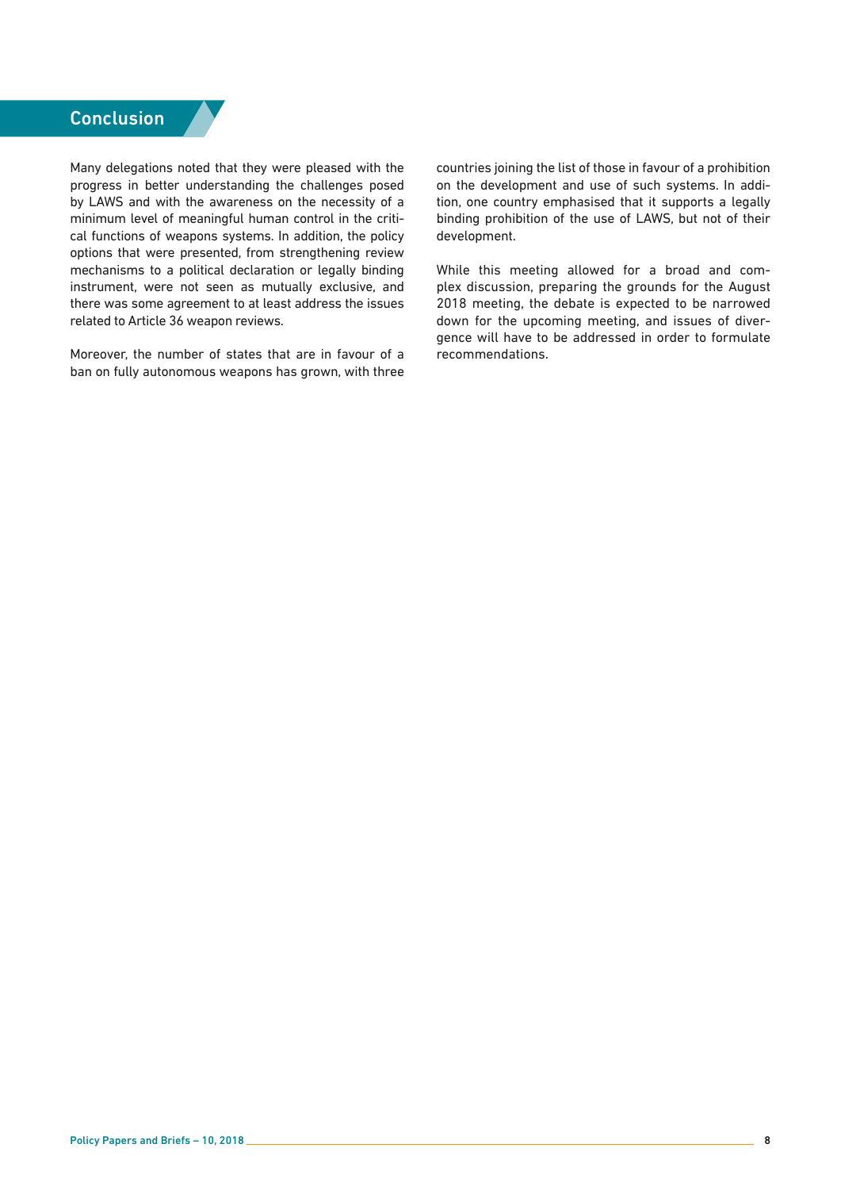## Conclusion

Many delegations noted that they were pleased with the progress in better understanding the challenges posed by LAWS and with the awareness on the necessity of a minimum level of meaningful human control in the critical functions of weapons systems. In addition, the policy options that were presented, from strengthening review mechanisms to a political declaration or legally binding instrument, were not seen as mutually exclusive, and there was some agreement to at least address the issues related to Article 36 weapon reviews.

Moreover, the number of states that are in favour of a ban on fully autonomous weapons has grown, with three countries joining the list of those in favour of a prohibition on the development and use of such systems. In addition, one country emphasised that it supports a legally binding prohibition of the use of LAWS, but not of their development.

While this meeting allowed for a broad and complex discussion, preparing the grounds for the August 2018 meeting, the debate is expected to be narrowed down for the upcoming meeting, and issues of divergence will have to be addressed in order to formulate recommendations.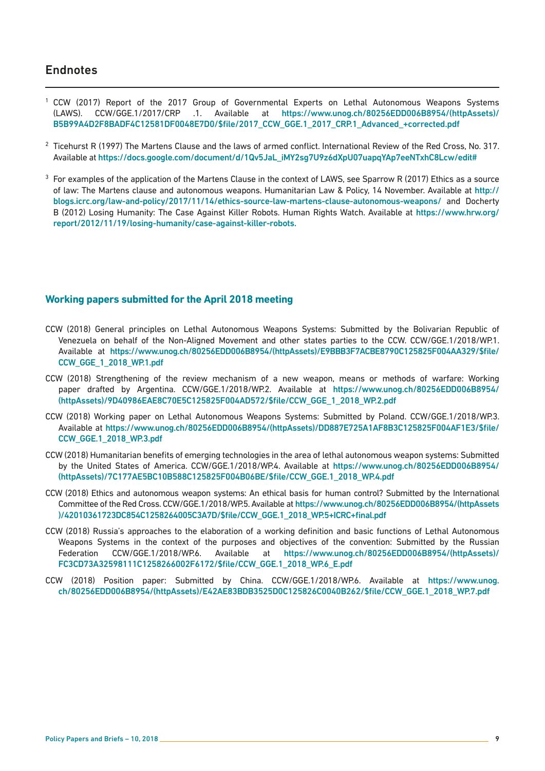## Endnotes

[1] CCW (2017) Report of the 2017 Group of Governmental Experts on Lethal Autonomous Weapons Systems (LAWS). CCW/GGE.1/2017/CRP .1. Available at https://www.unog.ch/80256EDD006B8954/(httpAssets)/B5B99A4D2F8BADF4C12581DF0048E7D0/$file/2017_CCW_GGE.1_2017_CRP.1_Advanced_+corrected.pdf

[2] Ticehurst R (1997) The Martens Clause and the laws of armed conflict. International Review of the Red Cross, No. 317. Available at https://docs.google.com/document/d/1Qv5JaL_iMY2sg7U9z6dXpU07uapqYAp7eeNTxhC8Lcw/edit#

[3] For examples of the application of the Martens Clause in the context of LAWS, see Sparrow R (2017) Ethics as a source of law: The Martens clause and autonomous weapons. Humanitarian Law & Policy, 14 November. Available at http://blogs.icrc.org/law-and-policy/2017/11/14/ethics-source-law-martens-clause-autonomous-weapons/ and Docherty B (2012) Losing Humanity: The Case Against Killer Robots. Human Rights Watch. Available at https://www.hrw.org/report/2012/11/19/losing-humanity/case-against-killer-robots.

### Working papers submitted for the April 2018 meeting

CCW (2018) General principles on Lethal Autonomous Weapons Systems: Submitted by the Bolivarian Republic of Venezuela on behalf of the Non-Aligned Movement and other states parties to the CCW. CCW/GGE.1/2018/WP.1. Available at https://www.unog.ch/80256EDD006B8954/(httpAssets)/E9BBB3F7ACBE8790C125825F004AA329/$file/CCW_GGE_1_2018_WP.1.pdf

CCW (2018) Strengthening of the review mechanism of a new weapon, means or methods of warfare: Working paper drafted by Argentina. CCW/GGE.1/2018/WP.2. Available at https://www.unog.ch/80256EDD006B8954/(httpAssets)/9D40986EAE8C70E5C125825F004AD572/$file/CCW_GGE_1_2018_WP.2.pdf

CCW (2018) Working paper on Lethal Autonomous Weapons Systems: Submitted by Poland. CCW/GGE.1/2018/WP.3. Available at https://www.unog.ch/80256EDD006B8954/(httpAssets)/DD887E725A1AF8B3C125825F004AF1E3/$file/CCW_GGE.1_2018_WP.3.pdf

CCW (2018) Humanitarian benefits of emerging technologies in the area of lethal autonomous weapon systems: Submitted by the United States of America. CCW/GGE.1/2018/WP.4. Available at https://www.unog.ch/80256EDD006B8954/(httpAssets)/7C177AE5BC10B588C125825F004B06BE/$file/CCW_GGE.1_2018_WP.4.pdf

CCW (2018) Ethics and autonomous weapon systems: An ethical basis for human control? Submitted by the International Committee of the Red Cross. CCW/GGE.1/2018/WP.5. Available at https://www.unog.ch/80256EDD006B8954/(httpAssets)/42010361723DC854C1258264005C3A7D/$file/CCW_GGE.1_2018_WP.5+ICRC+final.pdf

CCW (2018) Russia's approaches to the elaboration of a working definition and basic functions of Lethal Autonomous Weapons Systems in the context of the purposes and objectives of the convention: Submitted by the Russian Federation CCW/GGE.1/2018/WP.6. Available at https://www.unog.ch/80256EDD006B8954/(httpAssets)/FC3CD73A32598111C1258266002F6172/$file/CCW_GGE.1_2018_WP.6_E.pdf

CCW (2018) Position paper: Submitted by China. CCW/GGE.1/2018/WP.6. Available at https://www.unog.ch/80256EDD006B8954/(httpAssets)/E42AE83BDB3525D0C125826C0040B262/$file/CCW_GGE.1_2018_WP.7.pdf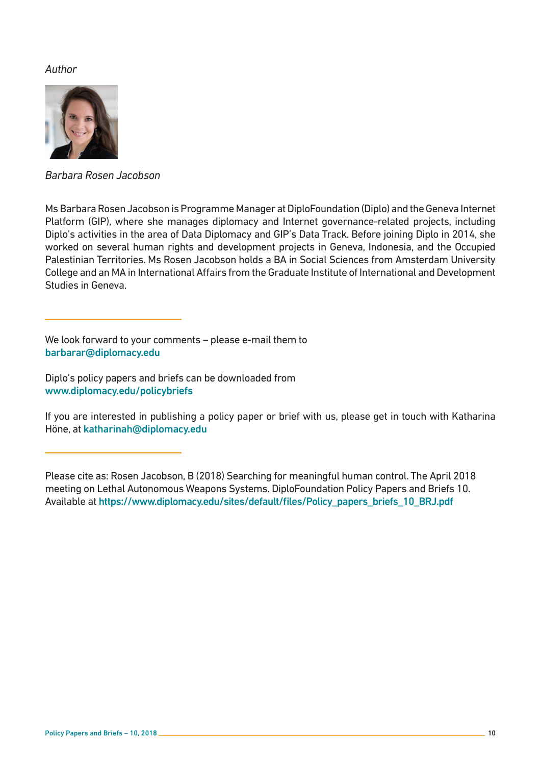*Author*

*Barbara Rosen Jacobson*

Ms Barbara Rosen Jacobson is Programme Manager at DiploFoundation (Diplo) and the Geneva Internet Platform (GIP), where she manages diplomacy and Internet governance-related projects, including Diplo's activities in the area of Data Diplomacy and GIP's Data Track. Before joining Diplo in 2014, she worked on several human rights and development projects in Geneva, Indonesia, and the Occupied Palestinian Territories. Ms Rosen Jacobson holds a BA in Social Sciences from Amsterdam University College and an MA in International Affairs from the Graduate Institute of International and Development Studies in Geneva.

---

We look forward to your comments – please e-mail them to
barbarar@diplomacy.edu

Diplo's policy papers and briefs can be downloaded from
www.diplomacy.edu/policybriefs

If you are interested in publishing a policy paper or brief with us, please get in touch with Katharina Höne, at katharinah@diplomacy.edu

---

Please cite as: Rosen Jacobson, B (2018) Searching for meaningful human control. The April 2018 meeting on Lethal Autonomous Weapons Systems. DiploFoundation Policy Papers and Briefs 10. Available at https://www.diplomacy.edu/sites/default/files/Policy_papers_briefs_10_BRJ.pdf